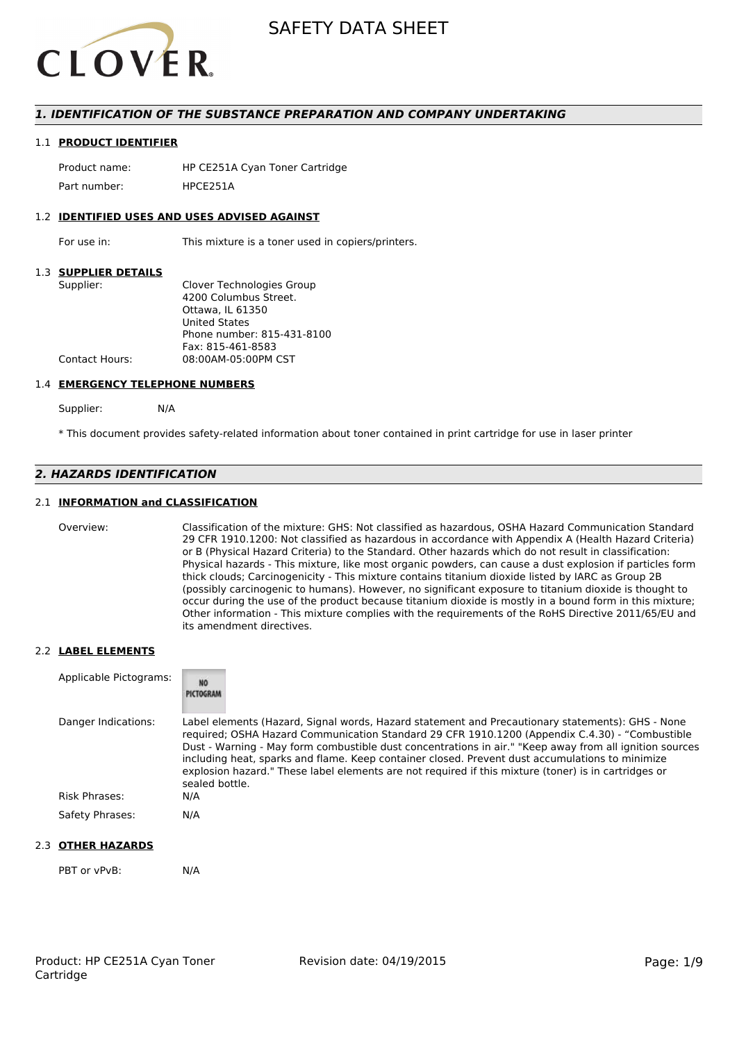# SAFETY DATA SHEET

## 1. IDENTIFICATION OF THE SUBSTANCE PREPARATION AND COMPANY UNDERTAKING

### 1.1 PRODUCT IDENTIFIER

| | |
|---|---|
| Product name: | HP CE251A Cyan Toner Cartridge |
| Part number: | HPCE251A |

### 1.2 IDENTIFIED USES AND USES ADVISED AGAINST

| | |
|---|---|
| For use in: | This mixture is a toner used in copiers/printers. |

### 1.3 SUPPLIER DETAILS

| | |
|---|---|
| Supplier: | Clover Technologies Group<br>4200 Columbus Street.<br>Ottawa, IL 61350<br>United States<br>Phone number: 815-431-8100<br>Fax: 815-461-8583 |
| Contact Hours: | 08:00AM-05:00PM CST |

### 1.4 EMERGENCY TELEPHONE NUMBERS

Supplier: N/A

\* This document provides safety-related information about toner contained in print cartridge for use in laser printer

## 2. HAZARDS IDENTIFICATION

### 2.1 INFORMATION and CLASSIFICATION

Overview: Classification of the mixture: GHS: Not classified as hazardous, OSHA Hazard Communication Standard 29 CFR 1910.1200: Not classified as hazardous in accordance with Appendix A (Health Hazard Criteria) or B (Physical Hazard Criteria) to the Standard. Other hazards which do not result in classification: Physical hazards - This mixture, like most organic powders, can cause a dust explosion if particles form thick clouds; Carcinogenicity - This mixture contains titanium dioxide listed by IARC as Group 2B (possibly carcinogenic to humans). However, no significant exposure to titanium dioxide is thought to occur during the use of the product because titanium dioxide is mostly in a bound form in this mixture; Other information - This mixture complies with the requirements of the RoHS Directive 2011/65/EU and its amendment directives.

### 2.2 LABEL ELEMENTS

Applicable Pictograms: NO PICTOGRAM

Danger Indications: Label elements (Hazard, Signal words, Hazard statement and Precautionary statements): GHS - None required; OSHA Hazard Communication Standard 29 CFR 1910.1200 (Appendix C.4.30) - “Combustible Dust - Warning - May form combustible dust concentrations in air." "Keep away from all ignition sources including heat, sparks and flame. Keep container closed. Prevent dust accumulations to minimize explosion hazard." These label elements are not required if this mixture (toner) is in cartridges or sealed bottle.

Risk Phrases: N/A

Safety Phrases: N/A

### 2.3 OTHER HAZARDS

PBT or vPvB: N/A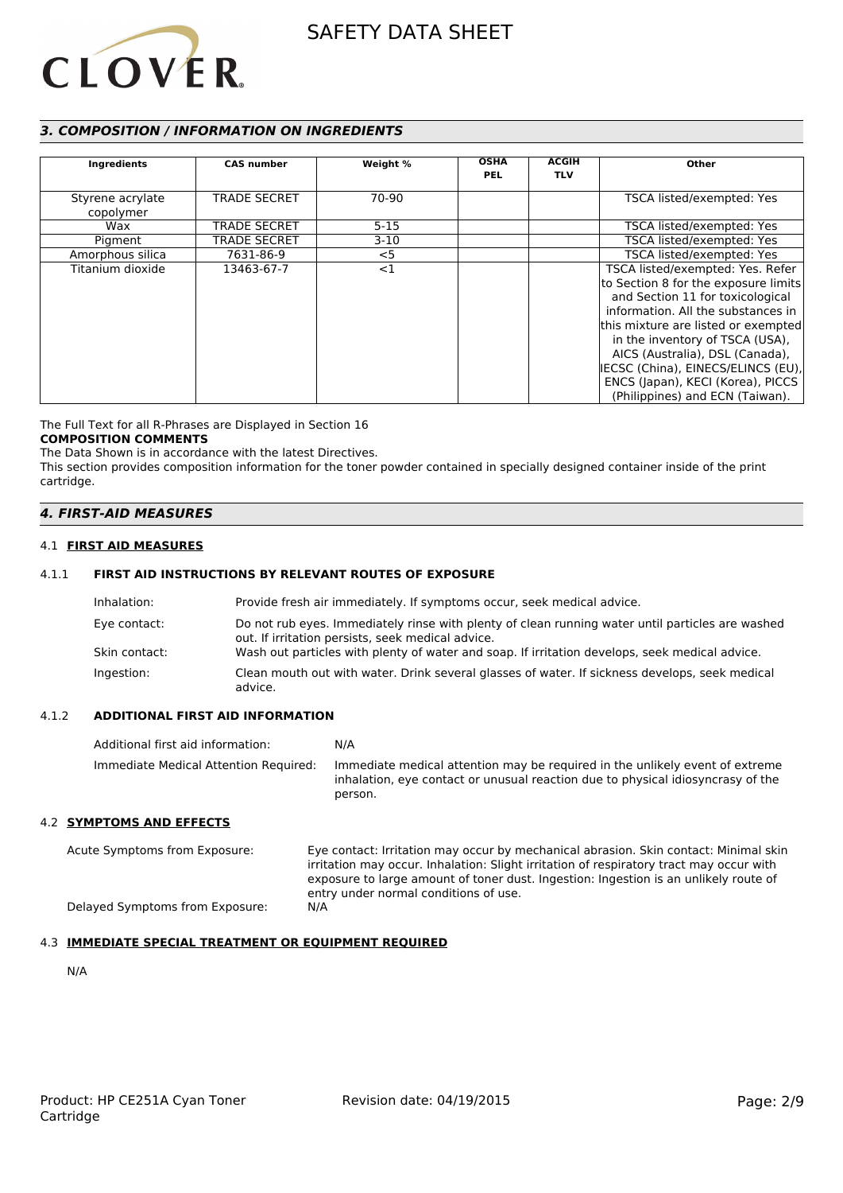## *3. COMPOSITION / INFORMATION ON INGREDIENTS*

| Ingredients | CAS number | Weight % | OSHA PEL | ACGIH TLV | Other |
|---|---|---|---|---|---|
| Styrene acrylate copolymer | TRADE SECRET | 70-90 | | | TSCA listed/exempted: Yes |
| Wax | TRADE SECRET | 5-15 | | | TSCA listed/exempted: Yes |
| Pigment | TRADE SECRET | 3-10 | | | TSCA listed/exempted: Yes |
| Amorphous silica | 7631-86-9 | <5 | | | TSCA listed/exempted: Yes |
| Titanium dioxide | 13463-67-7 | <1 | | | TSCA listed/exempted: Yes. Refer to Section 8 for the exposure limits and Section 11 for toxicological information. All the substances in this mixture are listed or exempted in the inventory of TSCA (USA), AICS (Australia), DSL (Canada), IECSC (China), EINECS/ELINCS (EU), ENCS (Japan), KECI (Korea), PICCS (Philippines) and ECN (Taiwan). |

The Full Text for all R-Phrases are Displayed in Section 16

**COMPOSITION COMMENTS**

The Data Shown is in accordance with the latest Directives.

This section provides composition information for the toner powder contained in specially designed container inside of the print cartridge.

## *4. FIRST-AID MEASURES*

### 4.1 **FIRST AID MEASURES**

#### 4.1.1 **FIRST AID INSTRUCTIONS BY RELEVANT ROUTES OF EXPOSURE**

Inhalation: Provide fresh air immediately. If symptoms occur, seek medical advice.

Eye contact: Do not rub eyes. Immediately rinse with plenty of clean running water until particles are washed out. If irritation persists, seek medical advice.

Skin contact: Wash out particles with plenty of water and soap. If irritation develops, seek medical advice.

Ingestion: Clean mouth out with water. Drink several glasses of water. If sickness develops, seek medical advice.

#### 4.1.2 **ADDITIONAL FIRST AID INFORMATION**

Additional first aid information: N/A

Immediate Medical Attention Required: Immediate medical attention may be required in the unlikely event of extreme inhalation, eye contact or unusual reaction due to physical idiosyncrasy of the person.

### 4.2 **SYMPTOMS AND EFFECTS**

Acute Symptoms from Exposure: Eye contact: Irritation may occur by mechanical abrasion. Skin contact: Minimal skin irritation may occur. Inhalation: Slight irritation of respiratory tract may occur with exposure to large amount of toner dust. Ingestion: Ingestion is an unlikely route of entry under normal conditions of use.

Delayed Symptoms from Exposure: N/A

### 4.3 **IMMEDIATE SPECIAL TREATMENT OR EQUIPMENT REQUIRED**

N/A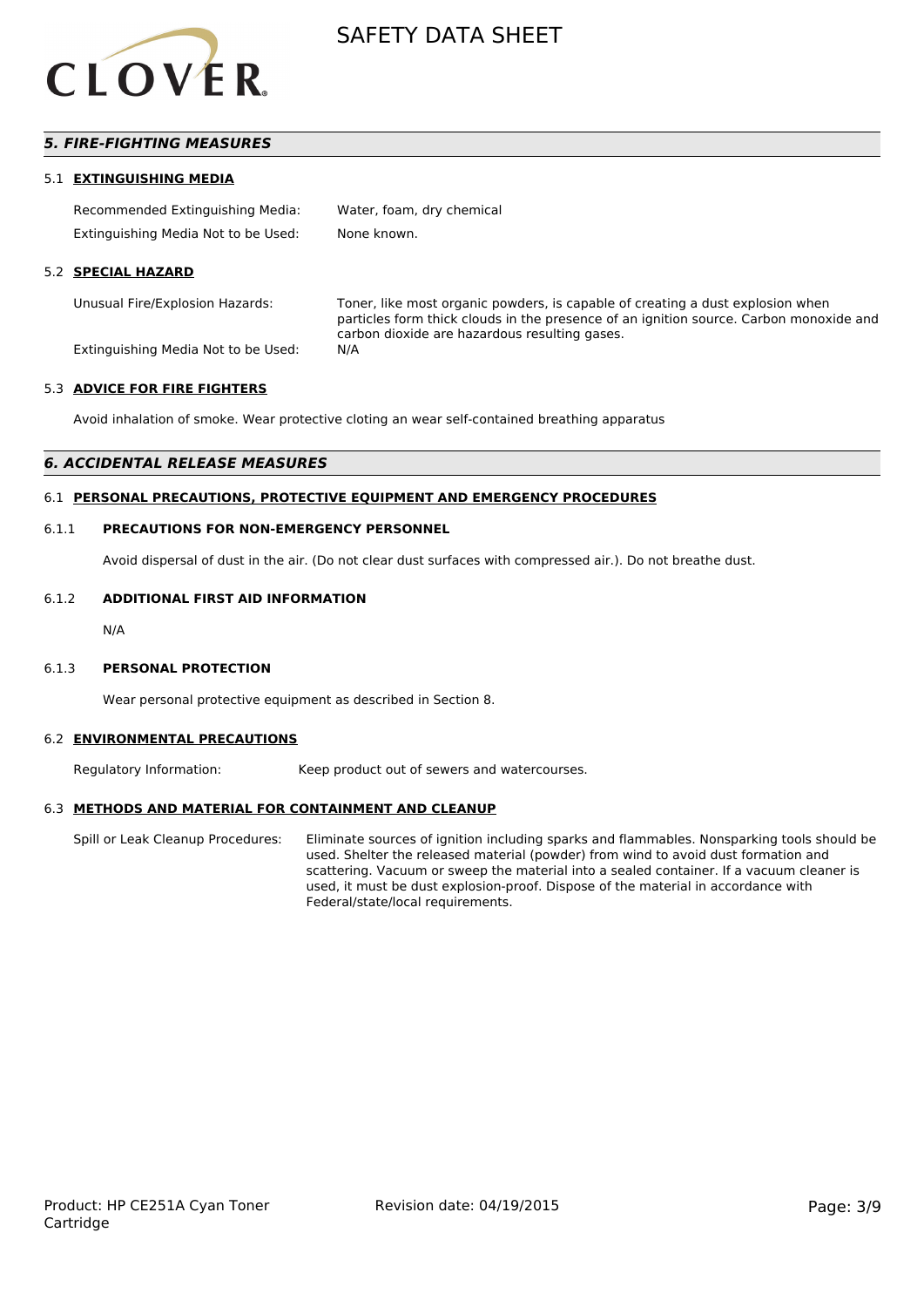## *5. FIRE-FIGHTING MEASURES*

### 5.1 EXTINGUISHING MEDIA

| | |
|---|---|
| Recommended Extinguishing Media: | Water, foam, dry chemical |
| Extinguishing Media Not to be Used: | None known. |

### 5.2 SPECIAL HAZARD

| | |
|---|---|
| Unusual Fire/Explosion Hazards: | Toner, like most organic powders, is capable of creating a dust explosion when particles form thick clouds in the presence of an ignition source. Carbon monoxide and carbon dioxide are hazardous resulting gases. |
| Extinguishing Media Not to be Used: | N/A |

### 5.3 ADVICE FOR FIRE FIGHTERS

Avoid inhalation of smoke. Wear protective cloting an wear self-contained breathing apparatus

## *6. ACCIDENTAL RELEASE MEASURES*

### 6.1 PERSONAL PRECAUTIONS, PROTECTIVE EQUIPMENT AND EMERGENCY PROCEDURES

#### 6.1.1 PRECAUTIONS FOR NON-EMERGENCY PERSONNEL

Avoid dispersal of dust in the air. (Do not clear dust surfaces with compressed air.). Do not breathe dust.

#### 6.1.2 ADDITIONAL FIRST AID INFORMATION

N/A

#### 6.1.3 PERSONAL PROTECTION

Wear personal protective equipment as described in Section 8.

### 6.2 ENVIRONMENTAL PRECAUTIONS

| | |
|---|---|
| Regulatory Information: | Keep product out of sewers and watercourses. |

### 6.3 METHODS AND MATERIAL FOR CONTAINMENT AND CLEANUP

| | |
|---|---|
| Spill or Leak Cleanup Procedures: | Eliminate sources of ignition including sparks and flammables. Nonsparking tools should be used. Shelter the released material (powder) from wind to avoid dust formation and scattering. Vacuum or sweep the material into a sealed container. If a vacuum cleaner is used, it must be dust explosion-proof. Dispose of the material in accordance with Federal/state/local requirements. |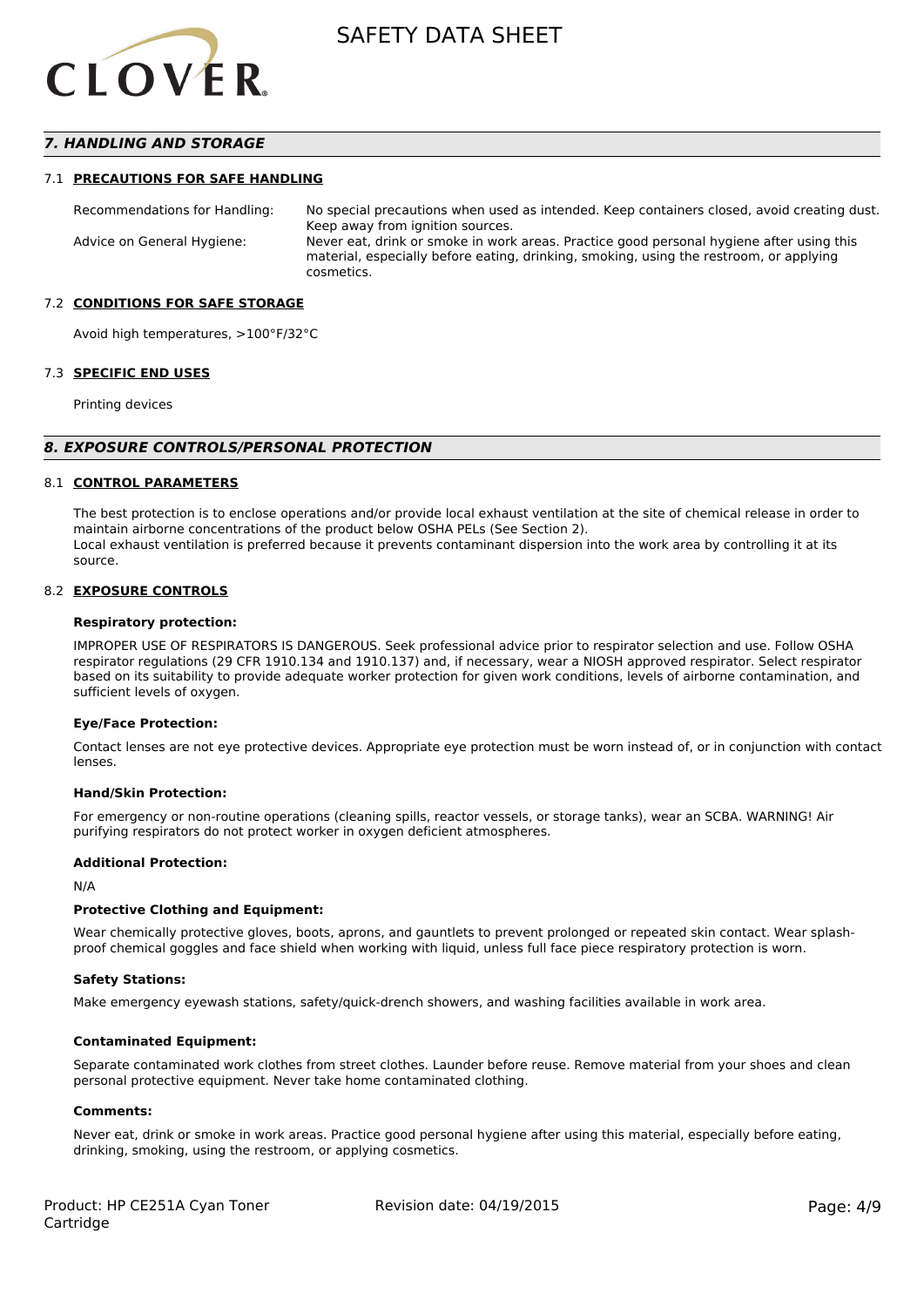## *7. HANDLING AND STORAGE*

### 7.1 PRECAUTIONS FOR SAFE HANDLING

Recommendations for Handling: No special precautions when used as intended. Keep containers closed, avoid creating dust. Keep away from ignition sources.

Advice on General Hygiene: Never eat, drink or smoke in work areas. Practice good personal hygiene after using this material, especially before eating, drinking, smoking, using the restroom, or applying cosmetics.

### 7.2 CONDITIONS FOR SAFE STORAGE

Avoid high temperatures, >100°F/32°C

### 7.3 SPECIFIC END USES

Printing devices

## *8. EXPOSURE CONTROLS/PERSONAL PROTECTION*

### 8.1 CONTROL PARAMETERS

The best protection is to enclose operations and/or provide local exhaust ventilation at the site of chemical release in order to maintain airborne concentrations of the product below OSHA PELs (See Section 2).
Local exhaust ventilation is preferred because it prevents contaminant dispersion into the work area by controlling it at its source.

### 8.2 EXPOSURE CONTROLS

**Respiratory protection:**

IMPROPER USE OF RESPIRATORS IS DANGEROUS. Seek professional advice prior to respirator selection and use. Follow OSHA respirator regulations (29 CFR 1910.134 and 1910.137) and, if necessary, wear a NIOSH approved respirator. Select respirator based on its suitability to provide adequate worker protection for given work conditions, levels of airborne contamination, and sufficient levels of oxygen.

**Eye/Face Protection:**

Contact lenses are not eye protective devices. Appropriate eye protection must be worn instead of, or in conjunction with contact lenses.

**Hand/Skin Protection:**

For emergency or non-routine operations (cleaning spills, reactor vessels, or storage tanks), wear an SCBA. WARNING! Air purifying respirators do not protect worker in oxygen deficient atmospheres.

**Additional Protection:**

N/A

**Protective Clothing and Equipment:**

Wear chemically protective gloves, boots, aprons, and gauntlets to prevent prolonged or repeated skin contact. Wear splash-proof chemical goggles and face shield when working with liquid, unless full face piece respiratory protection is worn.

**Safety Stations:**

Make emergency eyewash stations, safety/quick-drench showers, and washing facilities available in work area.

**Contaminated Equipment:**

Separate contaminated work clothes from street clothes. Launder before reuse. Remove material from your shoes and clean personal protective equipment. Never take home contaminated clothing.

**Comments:**

Never eat, drink or smoke in work areas. Practice good personal hygiene after using this material, especially before eating, drinking, smoking, using the restroom, or applying cosmetics.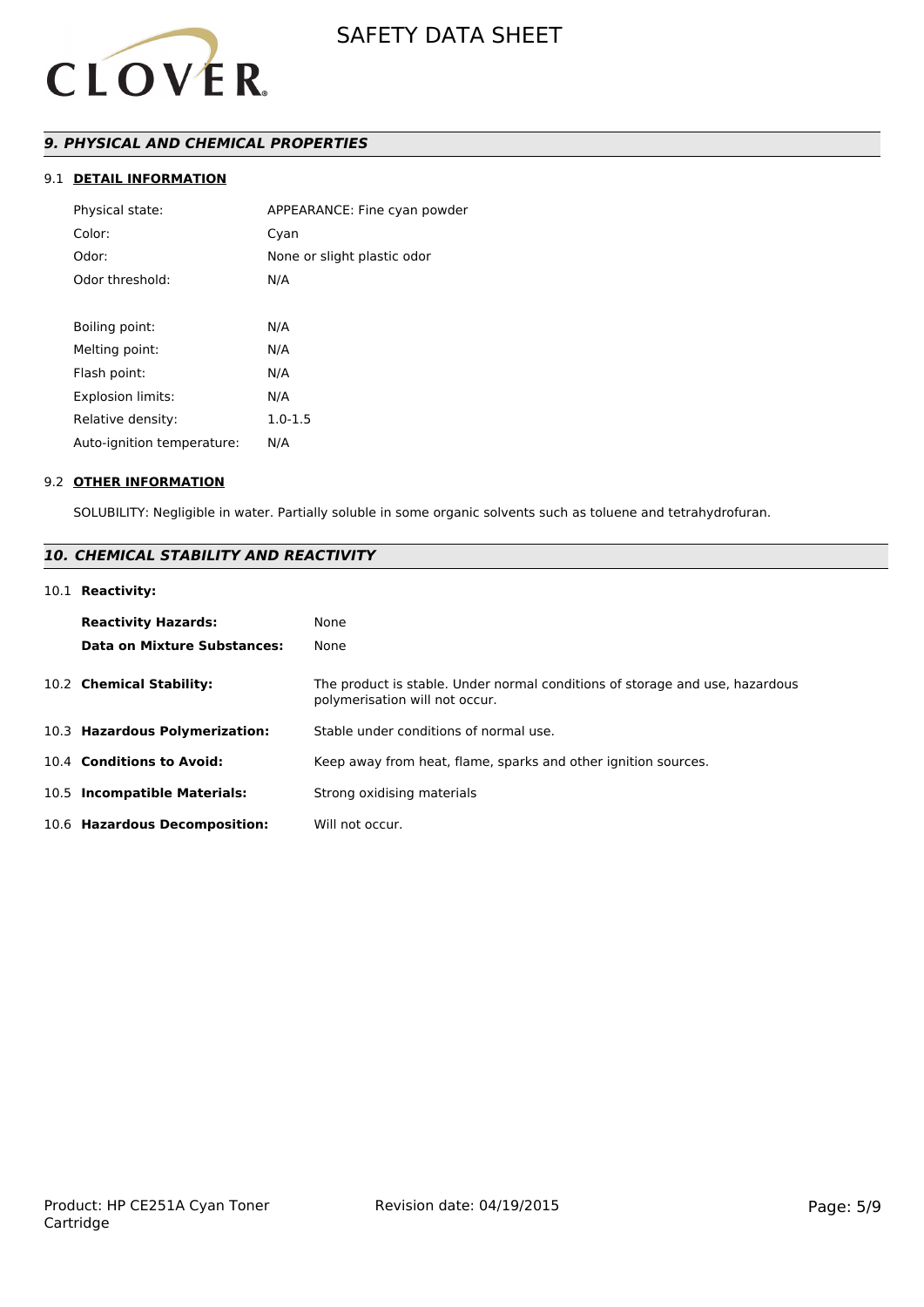## *9. PHYSICAL AND CHEMICAL PROPERTIES*

### 9.1 DETAIL INFORMATION

| | |
|---|---|
| Physical state: | APPEARANCE: Fine cyan powder |
| Color: | Cyan |
| Odor: | None or slight plastic odor |
| Odor threshold: | N/A |
| | |
| Boiling point: | N/A |
| Melting point: | N/A |
| Flash point: | N/A |
| Explosion limits: | N/A |
| Relative density: | 1.0-1.5 |
| Auto-ignition temperature: | N/A |

### 9.2 OTHER INFORMATION

SOLUBILITY: Negligible in water. Partially soluble in some organic solvents such as toluene and tetrahydrofuran.

## *10. CHEMICAL STABILITY AND REACTIVITY*

10.1 **Reactivity:**

| | |
|---|---|
| **Reactivity Hazards:** | None |
| **Data on Mixture Substances:** | None |

| | |
|---|---|
| 10.2 **Chemical Stability:** | The product is stable. Under normal conditions of storage and use, hazardous polymerisation will not occur. |
| 10.3 **Hazardous Polymerization:** | Stable under conditions of normal use. |
| 10.4 **Conditions to Avoid:** | Keep away from heat, flame, sparks and other ignition sources. |
| 10.5 **Incompatible Materials:** | Strong oxidising materials |
| 10.6 **Hazardous Decomposition:** | Will not occur. |

Product: HP CE251A Cyan Toner Cartridge

Revision date: 04/19/2015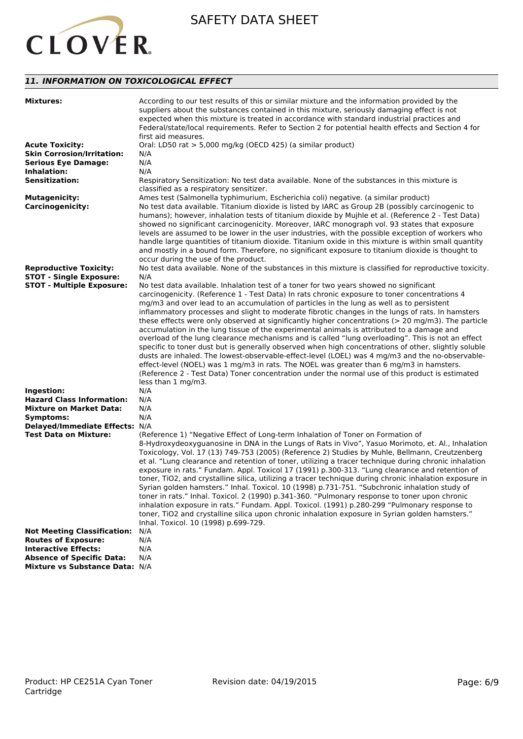## *11. INFORMATION ON TOXICOLOGICAL EFFECT*

| | |
|---|---|
| **Mixtures:** | According to our test results of this or similar mixture and the information provided by the suppliers about the substances contained in this mixture, seriously damaging effect is not expected when this mixture is treated in accordance with standard industrial practices and Federal/state/local requirements. Refer to Section 2 for potential health effects and Section 4 for first aid measures. |
| **Acute Toxicity:** | Oral: LD50 rat > 5,000 mg/kg (OECD 425) (a similar product) |
| **Skin Corrosion/Irritation:** | N/A |
| **Serious Eye Damage:** | N/A |
| **Inhalation:** | N/A |
| **Sensitization:** | Respiratory Sensitization: No test data available. None of the substances in this mixture is classified as a respiratory sensitizer. |
| **Mutagenicity:** | Ames test (Salmonella typhimurium, Escherichia coli) negative. (a similar product) |
| **Carcinogenicity:** | No test data available. Titanium dioxide is listed by IARC as Group 2B (possibly carcinogenic to humans); however, inhalation tests of titanium dioxide by Mujhle et al. (Reference 2 - Test Data) showed no significant carcinogenicity. Moreover, IARC monograph vol. 93 states that exposure levels are assumed to be lower in the user industries, with the possible exception of workers who handle large quantities of titanium dioxide. Titanium oxide in this mixture is within small quantity and mostly in a bound form. Therefore, no significant exposure to titanium dioxide is thought to occur during the use of the product. |
| **Reproductive Toxicity:** | No test data available. None of the substances in this mixture is classified for reproductive toxicity. |
| **STOT - Single Exposure:** | N/A |
| **STOT - Multiple Exposure:** | No test data available. Inhalation test of a toner for two years showed no significant carcinogenicity. (Reference 1 - Test Data) In rats chronic exposure to toner concentrations 4 mg/m3 and over lead to an accumulation of particles in the lung as well as to persistent inflammatory processes and slight to moderate fibrotic changes in the lungs of rats. In hamsters these effects were only observed at significantly higher concentrations (> 20 mg/m3). The particle accumulation in the lung tissue of the experimental animals is attributed to a damage and overload of the lung clearance mechanisms and is called "lung overloading". This is not an effect specific to toner dust but is generally observed when high concentrations of other, slightly soluble dusts are inhaled. The lowest-observable-effect-level (LOEL) was 4 mg/m3 and the no-observable-effect-level (NOEL) was 1 mg/m3 in rats. The NOEL was greater than 6 mg/m3 in hamsters. (Reference 2 - Test Data) Toner concentration under the normal use of this product is estimated less than 1 mg/m3. |
| **Ingestion:** | N/A |
| **Hazard Class Information:** | N/A |
| **Mixture on Market Data:** | N/A |
| **Symptoms:** | N/A |
| **Delayed/Immediate Effects:** | N/A |
| **Test Data on Mixture:** | (Reference 1) "Negative Effect of Long-term Inhalation of Toner on Formation of 8-Hydroxydeoxyguanosine in DNA in the Lungs of Rats in Vivo", Yasuo Morimoto, et. Al., Inhalation Toxicology, Vol. 17 (13) 749-753 (2005) (Reference 2) Studies by Muhle, Bellmann, Creutzenberg et al. "Lung clearance and retention of toner, utilizing a tracer technique during chronic inhalation exposure in rats." Fundam. Appl. Toxicol 17 (1991) p.300-313. "Lung clearance and retention of toner, TiO2, and crystalline silica, utilizing a tracer technique during chronic inhalation exposure in Syrian golden hamsters." Inhal. Toxicol. 10 (1998) p.731-751. "Subchronic inhalation study of toner in rats." Inhal. Toxicol. 2 (1990) p.341-360. "Pulmonary response to toner upon chronic inhalation exposure in rats." Fundam. Appl. Toxicol. (1991) p.280-299 "Pulmonary response to toner, TiO2 and crystalline silica upon chronic inhalation exposure in Syrian golden hamsters." Inhal. Toxicol. 10 (1998) p.699-729. |
| **Not Meeting Classification:** | N/A |
| **Routes of Exposure:** | N/A |
| **Interactive Effects:** | N/A |
| **Absence of Specific Data:** | N/A |
| **Mixture vs Substance Data:** | N/A |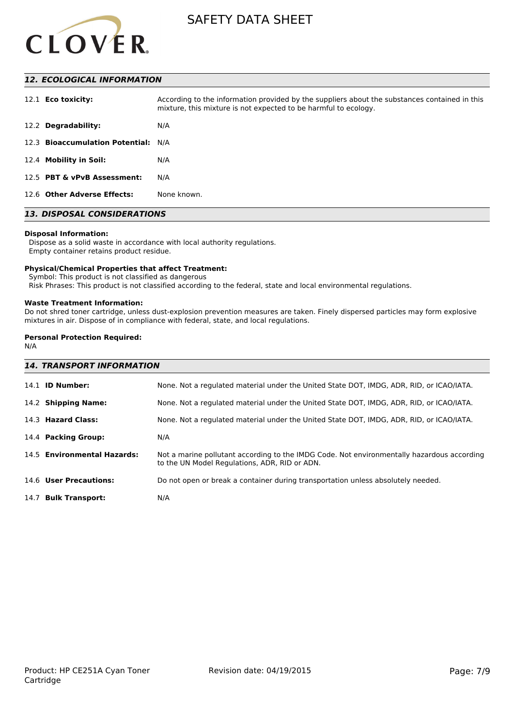## 12. ECOLOGICAL INFORMATION

| | |
|---|---|
| 12.1 **Eco toxicity:** | According to the information provided by the suppliers about the substances contained in this mixture, this mixture is not expected to be harmful to ecology. |
| 12.2 **Degradability:** | N/A |
| 12.3 **Bioaccumulation Potential:** | N/A |
| 12.4 **Mobility in Soil:** | N/A |
| 12.5 **PBT & vPvB Assessment:** | N/A |
| 12.6 **Other Adverse Effects:** | None known. |

## 13. DISPOSAL CONSIDERATIONS

**Disposal Information:**
Dispose as a solid waste in accordance with local authority regulations.
Empty container retains product residue.

**Physical/Chemical Properties that affect Treatment:**
Symbol: This product is not classified as dangerous
Risk Phrases: This product is not classified according to the federal, state and local environmental regulations.

**Waste Treatment Information:**
Do not shred toner cartridge, unless dust-explosion prevention measures are taken. Finely dispersed particles may form explosive mixtures in air. Dispose of in compliance with federal, state, and local regulations.

**Personal Protection Required:**
N/A

## 14. TRANSPORT INFORMATION

| | |
|---|---|
| 14.1 **ID Number:** | None. Not a regulated material under the United State DOT, IMDG, ADR, RID, or ICAO/IATA. |
| 14.2 **Shipping Name:** | None. Not a regulated material under the United State DOT, IMDG, ADR, RID, or ICAO/IATA. |
| 14.3 **Hazard Class:** | None. Not a regulated material under the United State DOT, IMDG, ADR, RID, or ICAO/IATA. |
| 14.4 **Packing Group:** | N/A |
| 14.5 **Environmental Hazards:** | Not a marine pollutant according to the IMDG Code. Not environmentally hazardous according to the UN Model Regulations, ADR, RID or ADN. |
| 14.6 **User Precautions:** | Do not open or break a container during transportation unless absolutely needed. |
| 14.7 **Bulk Transport:** | N/A |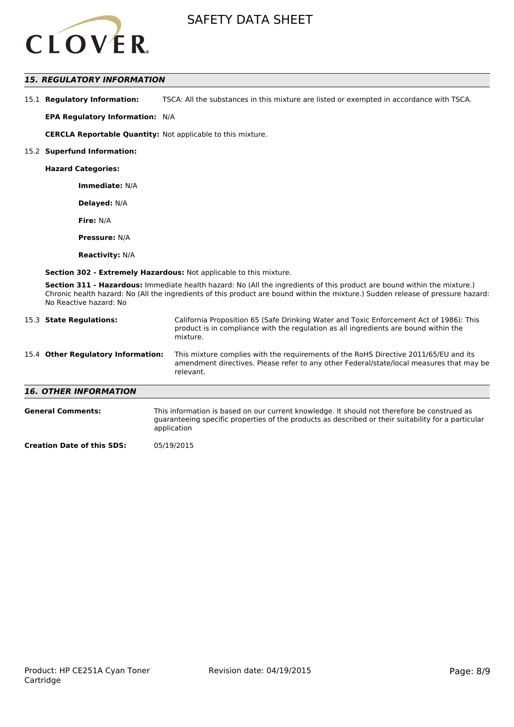## 15. REGULATORY INFORMATION

15.1 **Regulatory Information:** TSCA: All the substances in this mixture are listed or exempted in accordance with TSCA.

**EPA Regulatory Information:** N/A

**CERCLA Reportable Quantity:** Not applicable to this mixture.

15.2 **Superfund Information:**

**Hazard Categories:**

**Immediate:** N/A

**Delayed:** N/A

**Fire:** N/A

**Pressure:** N/A

**Reactivity:** N/A

**Section 302 - Extremely Hazardous:** Not applicable to this mixture.

**Section 311 - Hazardous:** Immediate health hazard: No (All the ingredients of this product are bound within the mixture.) Chronic health hazard: No (All the ingredients of this product are bound within the mixture.) Sudden release of pressure hazard: No Reactive hazard: No

15.3 **State Regulations:** California Proposition 65 (Safe Drinking Water and Toxic Enforcement Act of 1986): This product is in compliance with the regulation as all ingredients are bound within the mixture.

15.4 **Other Regulatory Information:** This mixture complies with the requirements of the RoHS Directive 2011/65/EU and its amendment directives. Please refer to any other Federal/state/local measures that may be relevant.

## 16. OTHER INFORMATION

**General Comments:** This information is based on our current knowledge. It should not therefore be construed as guaranteeing specific properties of the products as described or their suitability for a particular application

**Creation Date of this SDS:** 05/19/2015

Product: HP CE251A Cyan Toner Cartridge

Revision date: 04/19/2015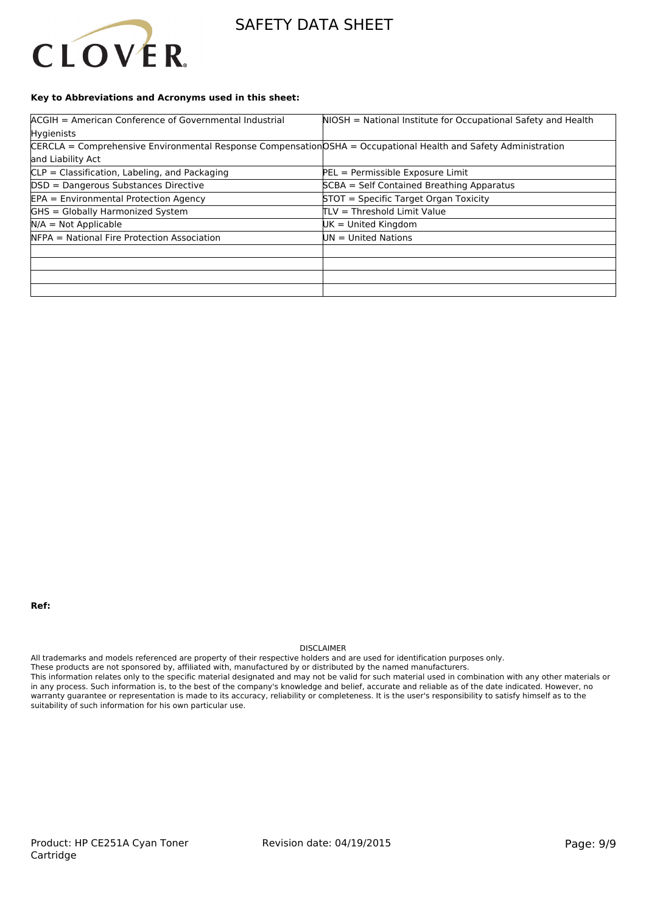**Key to Abbreviations and Acronyms used in this sheet:**

| | |
|---|---|
| ACGIH = American Conference of Governmental Industrial Hygienists | NIOSH = National Institute for Occupational Safety and Health |
| CERCLA = Comprehensive Environmental Response Compensation and Liability Act | OSHA = Occupational Health and Safety Administration |
| CLP = Classification, Labeling, and Packaging | PEL = Permissible Exposure Limit |
| DSD = Dangerous Substances Directive | SCBA = Self Contained Breathing Apparatus |
| EPA = Environmental Protection Agency | STOT = Specific Target Organ Toxicity |
| GHS = Globally Harmonized System | TLV = Threshold Limit Value |
| N/A = Not Applicable | UK = United Kingdom |
| NFPA = National Fire Protection Association | UN = United Nations |
| | |
| | |
| | |
| | |

**Ref:**

DISCLAIMER

All trademarks and models referenced are property of their respective holders and are used for identification purposes only.
These products are not sponsored by, affiliated with, manufactured by or distributed by the named manufacturers.
This information relates only to the specific material designated and may not be valid for such material used in combination with any other materials or in any process. Such information is, to the best of the company's knowledge and belief, accurate and reliable as of the date indicated. However, no warranty guarantee or representation is made to its accuracy, reliability or completeness. It is the user's responsibility to satisfy himself as to the suitability of such information for his own particular use.